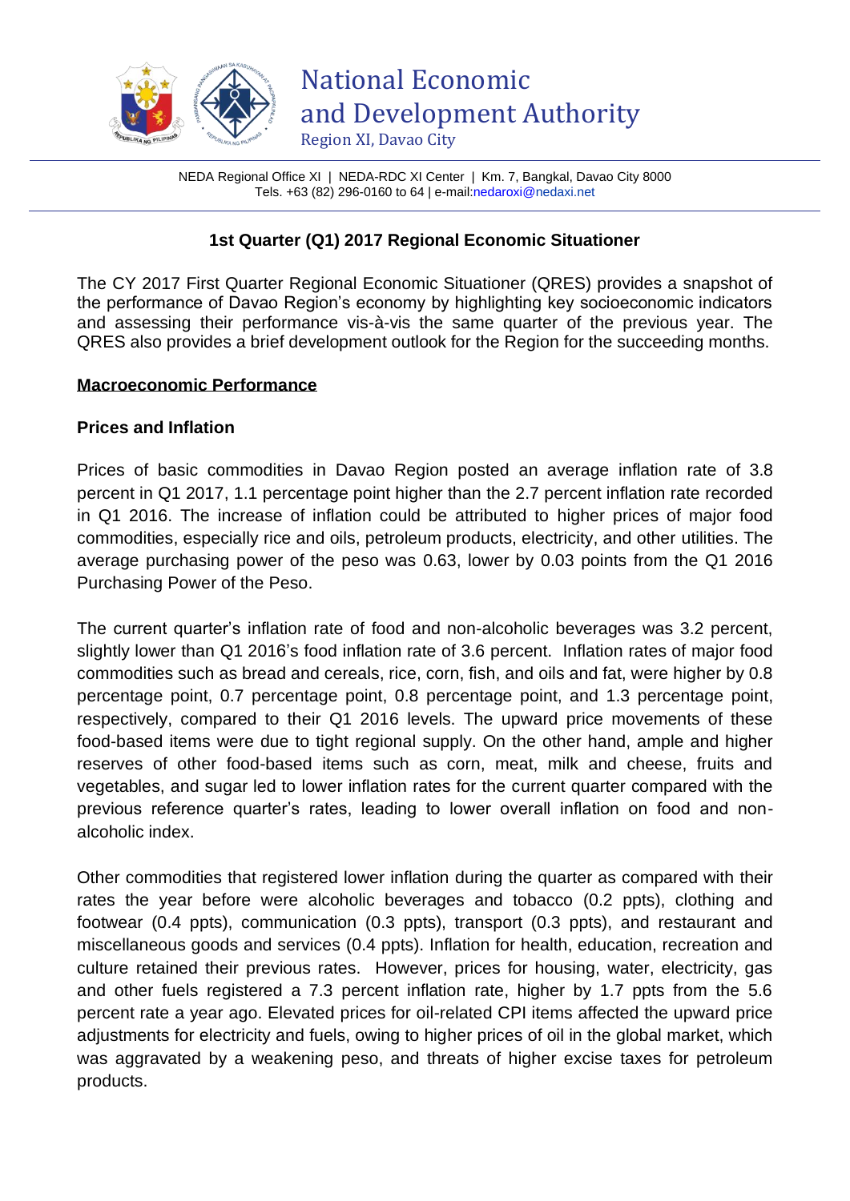# National Economic and Development Authority

Region XI, Davao City

NEDA Regional Office XI | NEDA-RDC XI Center | Km. 7, Bangkal, Davao City 8000
Tels. +63 (82) 296-0160 to 64 | e-mail:nedaroxi@nedaxi.net

## 1st Quarter (Q1) 2017 Regional Economic Situationer

The CY 2017 First Quarter Regional Economic Situationer (QRES) provides a snapshot of the performance of Davao Region's economy by highlighting key socioeconomic indicators and assessing their performance vis-à-vis the same quarter of the previous year. The QRES also provides a brief development outlook for the Region for the succeeding months.

### Macroeconomic Performance

#### Prices and Inflation

Prices of basic commodities in Davao Region posted an average inflation rate of 3.8 percent in Q1 2017, 1.1 percentage point higher than the 2.7 percent inflation rate recorded in Q1 2016. The increase of inflation could be attributed to higher prices of major food commodities, especially rice and oils, petroleum products, electricity, and other utilities. The average purchasing power of the peso was 0.63, lower by 0.03 points from the Q1 2016 Purchasing Power of the Peso.

The current quarter's inflation rate of food and non-alcoholic beverages was 3.2 percent, slightly lower than Q1 2016's food inflation rate of 3.6 percent. Inflation rates of major food commodities such as bread and cereals, rice, corn, fish, and oils and fat, were higher by 0.8 percentage point, 0.7 percentage point, 0.8 percentage point, and 1.3 percentage point, respectively, compared to their Q1 2016 levels. The upward price movements of these food-based items were due to tight regional supply. On the other hand, ample and higher reserves of other food-based items such as corn, meat, milk and cheese, fruits and vegetables, and sugar led to lower inflation rates for the current quarter compared with the previous reference quarter's rates, leading to lower overall inflation on food and non-alcoholic index.

Other commodities that registered lower inflation during the quarter as compared with their rates the year before were alcoholic beverages and tobacco (0.2 ppts), clothing and footwear (0.4 ppts), communication (0.3 ppts), transport (0.3 ppts), and restaurant and miscellaneous goods and services (0.4 ppts). Inflation for health, education, recreation and culture retained their previous rates. However, prices for housing, water, electricity, gas and other fuels registered a 7.3 percent inflation rate, higher by 1.7 ppts from the 5.6 percent rate a year ago. Elevated prices for oil-related CPI items affected the upward price adjustments for electricity and fuels, owing to higher prices of oil in the global market, which was aggravated by a weakening peso, and threats of higher excise taxes for petroleum products.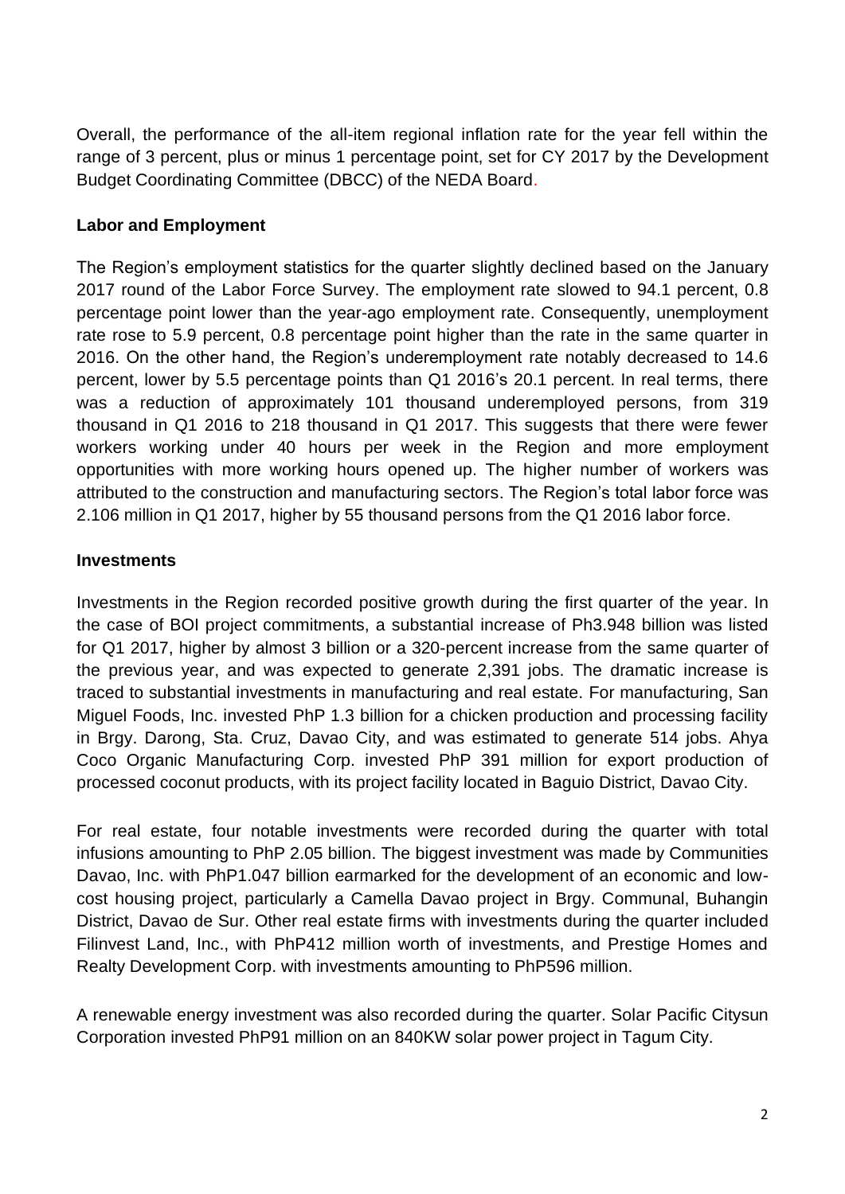Overall, the performance of the all-item regional inflation rate for the year fell within the range of 3 percent, plus or minus 1 percentage point, set for CY 2017 by the Development Budget Coordinating Committee (DBCC) of the NEDA Board.

**Labor and Employment**

The Region's employment statistics for the quarter slightly declined based on the January 2017 round of the Labor Force Survey. The employment rate slowed to 94.1 percent, 0.8 percentage point lower than the year-ago employment rate. Consequently, unemployment rate rose to 5.9 percent, 0.8 percentage point higher than the rate in the same quarter in 2016. On the other hand, the Region's underemployment rate notably decreased to 14.6 percent, lower by 5.5 percentage points than Q1 2016's 20.1 percent. In real terms, there was a reduction of approximately 101 thousand underemployed persons, from 319 thousand in Q1 2016 to 218 thousand in Q1 2017. This suggests that there were fewer workers working under 40 hours per week in the Region and more employment opportunities with more working hours opened up. The higher number of workers was attributed to the construction and manufacturing sectors. The Region's total labor force was 2.106 million in Q1 2017, higher by 55 thousand persons from the Q1 2016 labor force.

**Investments**

Investments in the Region recorded positive growth during the first quarter of the year. In the case of BOI project commitments, a substantial increase of Ph3.948 billion was listed for Q1 2017, higher by almost 3 billion or a 320-percent increase from the same quarter of the previous year, and was expected to generate 2,391 jobs. The dramatic increase is traced to substantial investments in manufacturing and real estate. For manufacturing, San Miguel Foods, Inc. invested PhP 1.3 billion for a chicken production and processing facility in Brgy. Darong, Sta. Cruz, Davao City, and was estimated to generate 514 jobs. Ahya Coco Organic Manufacturing Corp. invested PhP 391 million for export production of processed coconut products, with its project facility located in Baguio District, Davao City.

For real estate, four notable investments were recorded during the quarter with total infusions amounting to PhP 2.05 billion. The biggest investment was made by Communities Davao, Inc. with PhP1.047 billion earmarked for the development of an economic and low-cost housing project, particularly a Camella Davao project in Brgy. Communal, Buhangin District, Davao de Sur. Other real estate firms with investments during the quarter included Filinvest Land, Inc., with PhP412 million worth of investments, and Prestige Homes and Realty Development Corp. with investments amounting to PhP596 million.

A renewable energy investment was also recorded during the quarter. Solar Pacific Citysun Corporation invested PhP91 million on an 840KW solar power project in Tagum City.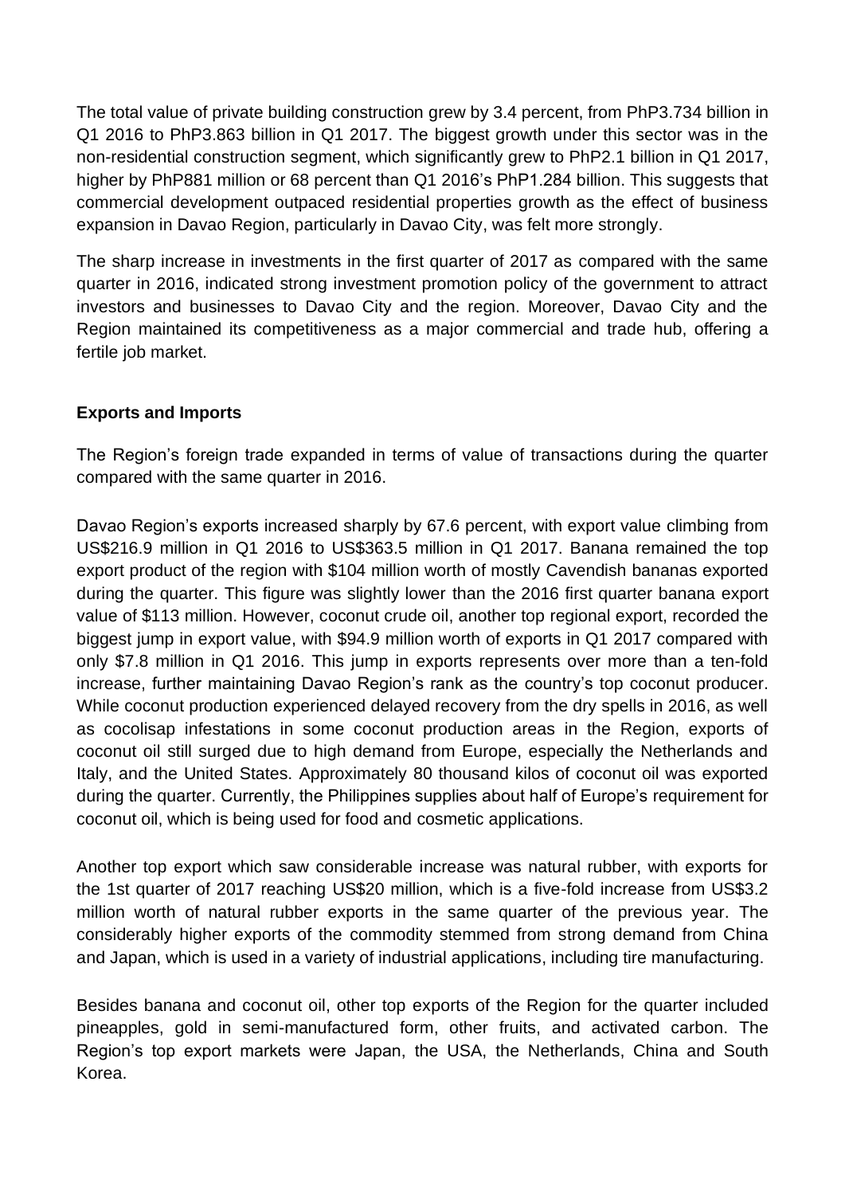The total value of private building construction grew by 3.4 percent, from PhP3.734 billion in Q1 2016 to PhP3.863 billion in Q1 2017. The biggest growth under this sector was in the non-residential construction segment, which significantly grew to PhP2.1 billion in Q1 2017, higher by PhP881 million or 68 percent than Q1 2016's PhP1.284 billion. This suggests that commercial development outpaced residential properties growth as the effect of business expansion in Davao Region, particularly in Davao City, was felt more strongly.

The sharp increase in investments in the first quarter of 2017 as compared with the same quarter in 2016, indicated strong investment promotion policy of the government to attract investors and businesses to Davao City and the region. Moreover, Davao City and the Region maintained its competitiveness as a major commercial and trade hub, offering a fertile job market.

**Exports and Imports**

The Region's foreign trade expanded in terms of value of transactions during the quarter compared with the same quarter in 2016.

Davao Region's exports increased sharply by 67.6 percent, with export value climbing from US$216.9 million in Q1 2016 to US$363.5 million in Q1 2017. Banana remained the top export product of the region with $104 million worth of mostly Cavendish bananas exported during the quarter. This figure was slightly lower than the 2016 first quarter banana export value of $113 million. However, coconut crude oil, another top regional export, recorded the biggest jump in export value, with $94.9 million worth of exports in Q1 2017 compared with only $7.8 million in Q1 2016. This jump in exports represents over more than a ten-fold increase, further maintaining Davao Region's rank as the country's top coconut producer. While coconut production experienced delayed recovery from the dry spells in 2016, as well as cocolisap infestations in some coconut production areas in the Region, exports of coconut oil still surged due to high demand from Europe, especially the Netherlands and Italy, and the United States. Approximately 80 thousand kilos of coconut oil was exported during the quarter. Currently, the Philippines supplies about half of Europe's requirement for coconut oil, which is being used for food and cosmetic applications.

Another top export which saw considerable increase was natural rubber, with exports for the 1st quarter of 2017 reaching US$20 million, which is a five-fold increase from US$3.2 million worth of natural rubber exports in the same quarter of the previous year. The considerably higher exports of the commodity stemmed from strong demand from China and Japan, which is used in a variety of industrial applications, including tire manufacturing.

Besides banana and coconut oil, other top exports of the Region for the quarter included pineapples, gold in semi-manufactured form, other fruits, and activated carbon. The Region's top export markets were Japan, the USA, the Netherlands, China and South Korea.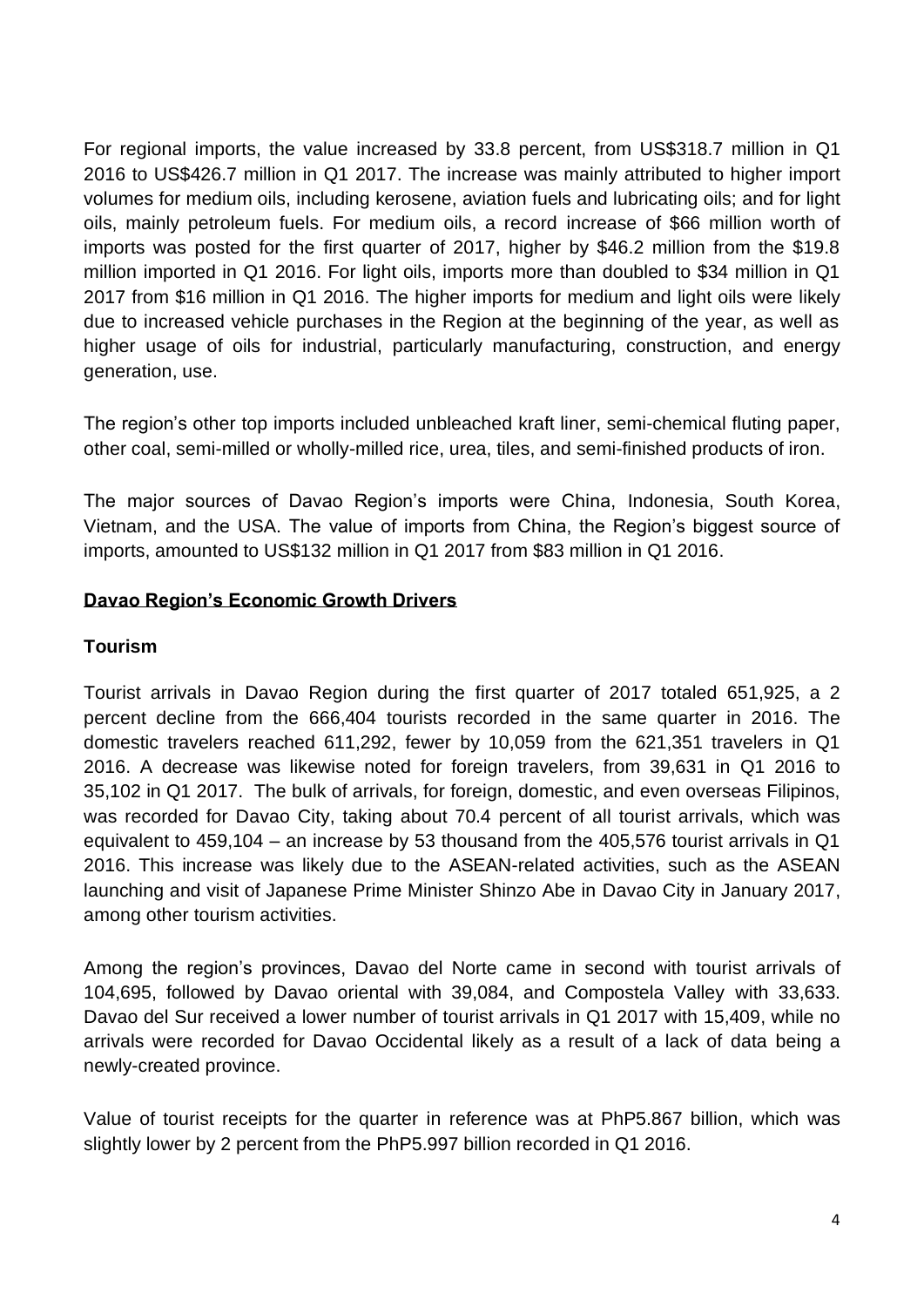For regional imports, the value increased by 33.8 percent, from US$318.7 million in Q1 2016 to US$426.7 million in Q1 2017. The increase was mainly attributed to higher import volumes for medium oils, including kerosene, aviation fuels and lubricating oils; and for light oils, mainly petroleum fuels. For medium oils, a record increase of $66 million worth of imports was posted for the first quarter of 2017, higher by $46.2 million from the $19.8 million imported in Q1 2016. For light oils, imports more than doubled to $34 million in Q1 2017 from $16 million in Q1 2016. The higher imports for medium and light oils were likely due to increased vehicle purchases in the Region at the beginning of the year, as well as higher usage of oils for industrial, particularly manufacturing, construction, and energy generation, use.

The region's other top imports included unbleached kraft liner, semi-chemical fluting paper, other coal, semi-milled or wholly-milled rice, urea, tiles, and semi-finished products of iron.

The major sources of Davao Region's imports were China, Indonesia, South Korea, Vietnam, and the USA. The value of imports from China, the Region's biggest source of imports, amounted to US$132 million in Q1 2017 from $83 million in Q1 2016.

## Davao Region's Economic Growth Drivers

### Tourism

Tourist arrivals in Davao Region during the first quarter of 2017 totaled 651,925, a 2 percent decline from the 666,404 tourists recorded in the same quarter in 2016. The domestic travelers reached 611,292, fewer by 10,059 from the 621,351 travelers in Q1 2016. A decrease was likewise noted for foreign travelers, from 39,631 in Q1 2016 to 35,102 in Q1 2017. The bulk of arrivals, for foreign, domestic, and even overseas Filipinos, was recorded for Davao City, taking about 70.4 percent of all tourist arrivals, which was equivalent to 459,104 – an increase by 53 thousand from the 405,576 tourist arrivals in Q1 2016. This increase was likely due to the ASEAN-related activities, such as the ASEAN launching and visit of Japanese Prime Minister Shinzo Abe in Davao City in January 2017, among other tourism activities.

Among the region's provinces, Davao del Norte came in second with tourist arrivals of 104,695, followed by Davao oriental with 39,084, and Compostela Valley with 33,633. Davao del Sur received a lower number of tourist arrivals in Q1 2017 with 15,409, while no arrivals were recorded for Davao Occidental likely as a result of a lack of data being a newly-created province.

Value of tourist receipts for the quarter in reference was at PhP5.867 billion, which was slightly lower by 2 percent from the PhP5.997 billion recorded in Q1 2016.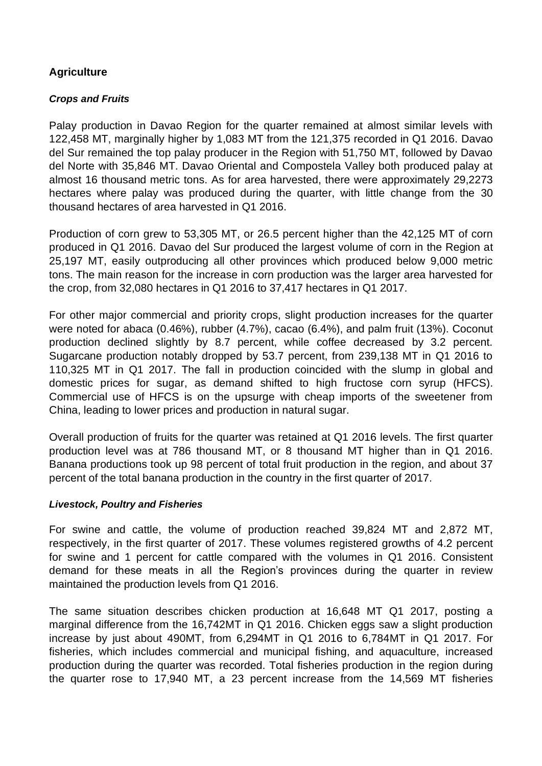## Agriculture

### *Crops and Fruits*

Palay production in Davao Region for the quarter remained at almost similar levels with 122,458 MT, marginally higher by 1,083 MT from the 121,375 recorded in Q1 2016. Davao del Sur remained the top palay producer in the Region with 51,750 MT, followed by Davao del Norte with 35,846 MT. Davao Oriental and Compostela Valley both produced palay at almost 16 thousand metric tons. As for area harvested, there were approximately 29,2273 hectares where palay was produced during the quarter, with little change from the 30 thousand hectares of area harvested in Q1 2016.

Production of corn grew to 53,305 MT, or 26.5 percent higher than the 42,125 MT of corn produced in Q1 2016. Davao del Sur produced the largest volume of corn in the Region at 25,197 MT, easily outproducing all other provinces which produced below 9,000 metric tons. The main reason for the increase in corn production was the larger area harvested for the crop, from 32,080 hectares in Q1 2016 to 37,417 hectares in Q1 2017.

For other major commercial and priority crops, slight production increases for the quarter were noted for abaca (0.46%), rubber (4.7%), cacao (6.4%), and palm fruit (13%). Coconut production declined slightly by 8.7 percent, while coffee decreased by 3.2 percent. Sugarcane production notably dropped by 53.7 percent, from 239,138 MT in Q1 2016 to 110,325 MT in Q1 2017. The fall in production coincided with the slump in global and domestic prices for sugar, as demand shifted to high fructose corn syrup (HFCS). Commercial use of HFCS is on the upsurge with cheap imports of the sweetener from China, leading to lower prices and production in natural sugar.

Overall production of fruits for the quarter was retained at Q1 2016 levels. The first quarter production level was at 786 thousand MT, or 8 thousand MT higher than in Q1 2016. Banana productions took up 98 percent of total fruit production in the region, and about 37 percent of the total banana production in the country in the first quarter of 2017.

### *Livestock, Poultry and Fisheries*

For swine and cattle, the volume of production reached 39,824 MT and 2,872 MT, respectively, in the first quarter of 2017. These volumes registered growths of 4.2 percent for swine and 1 percent for cattle compared with the volumes in Q1 2016. Consistent demand for these meats in all the Region's provinces during the quarter in review maintained the production levels from Q1 2016.

The same situation describes chicken production at 16,648 MT Q1 2017, posting a marginal difference from the 16,742MT in Q1 2016. Chicken eggs saw a slight production increase by just about 490MT, from 6,294MT in Q1 2016 to 6,784MT in Q1 2017. For fisheries, which includes commercial and municipal fishing, and aquaculture, increased production during the quarter was recorded. Total fisheries production in the region during the quarter rose to 17,940 MT, a 23 percent increase from the 14,569 MT fisheries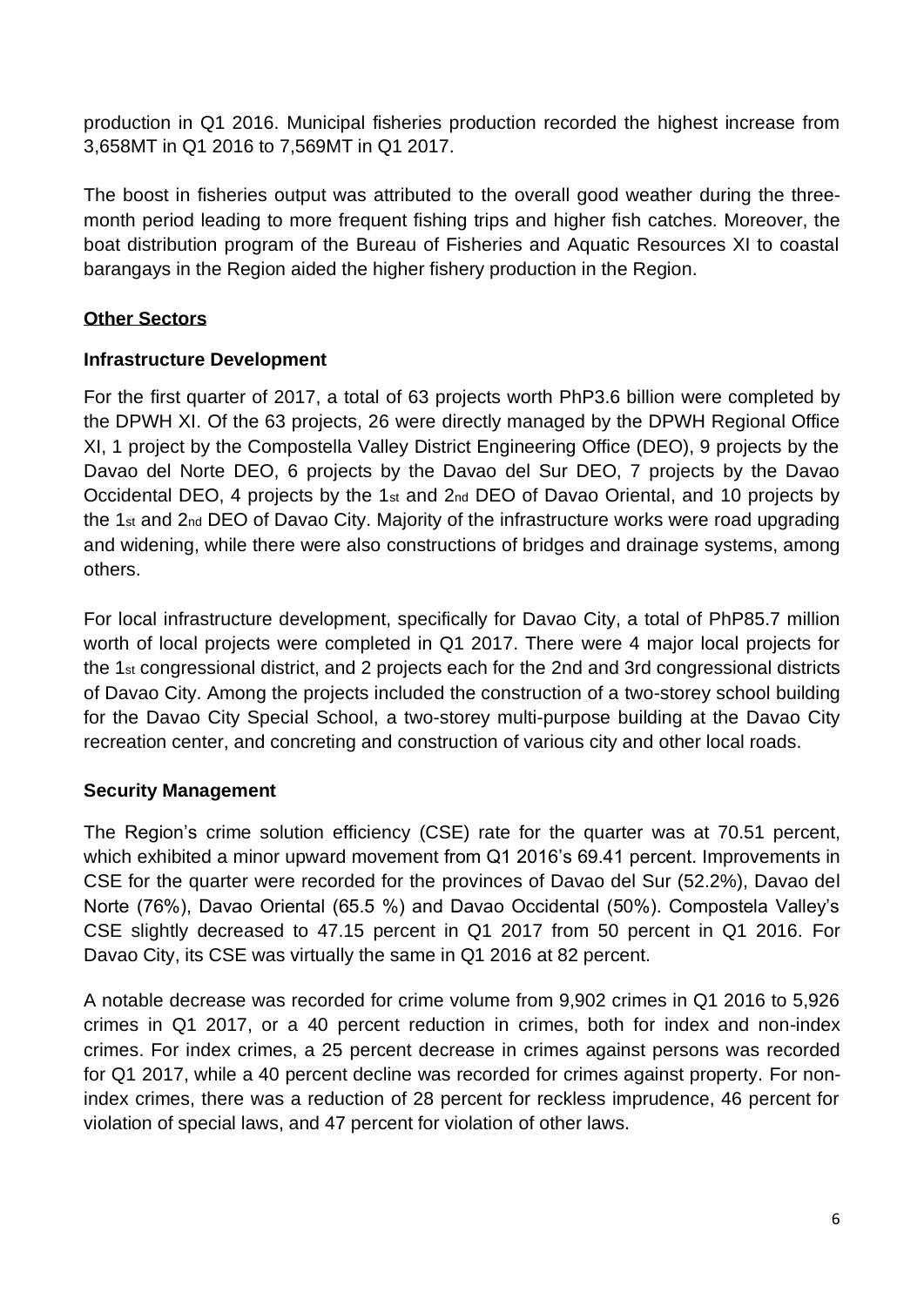production in Q1 2016. Municipal fisheries production recorded the highest increase from 3,658MT in Q1 2016 to 7,569MT in Q1 2017.

The boost in fisheries output was attributed to the overall good weather during the three-month period leading to more frequent fishing trips and higher fish catches. Moreover, the boat distribution program of the Bureau of Fisheries and Aquatic Resources XI to coastal barangays in the Region aided the higher fishery production in the Region.

## Other Sectors

### Infrastructure Development

For the first quarter of 2017, a total of 63 projects worth PhP3.6 billion were completed by the DPWH XI. Of the 63 projects, 26 were directly managed by the DPWH Regional Office XI, 1 project by the Compostella Valley District Engineering Office (DEO), 9 projects by the Davao del Norte DEO, 6 projects by the Davao del Sur DEO, 7 projects by the Davao Occidental DEO, 4 projects by the 1st and 2nd DEO of Davao Oriental, and 10 projects by the 1st and 2nd DEO of Davao City. Majority of the infrastructure works were road upgrading and widening, while there were also constructions of bridges and drainage systems, among others.

For local infrastructure development, specifically for Davao City, a total of PhP85.7 million worth of local projects were completed in Q1 2017. There were 4 major local projects for the 1st congressional district, and 2 projects each for the 2nd and 3rd congressional districts of Davao City. Among the projects included the construction of a two-storey school building for the Davao City Special School, a two-storey multi-purpose building at the Davao City recreation center, and concreting and construction of various city and other local roads.

### Security Management

The Region's crime solution efficiency (CSE) rate for the quarter was at 70.51 percent, which exhibited a minor upward movement from Q1 2016's 69.41 percent. Improvements in CSE for the quarter were recorded for the provinces of Davao del Sur (52.2%), Davao del Norte (76%), Davao Oriental (65.5 %) and Davao Occidental (50%). Compostela Valley's CSE slightly decreased to 47.15 percent in Q1 2017 from 50 percent in Q1 2016. For Davao City, its CSE was virtually the same in Q1 2016 at 82 percent.

A notable decrease was recorded for crime volume from 9,902 crimes in Q1 2016 to 5,926 crimes in Q1 2017, or a 40 percent reduction in crimes, both for index and non-index crimes. For index crimes, a 25 percent decrease in crimes against persons was recorded for Q1 2017, while a 40 percent decline was recorded for crimes against property. For non-index crimes, there was a reduction of 28 percent for reckless imprudence, 46 percent for violation of special laws, and 47 percent for violation of other laws.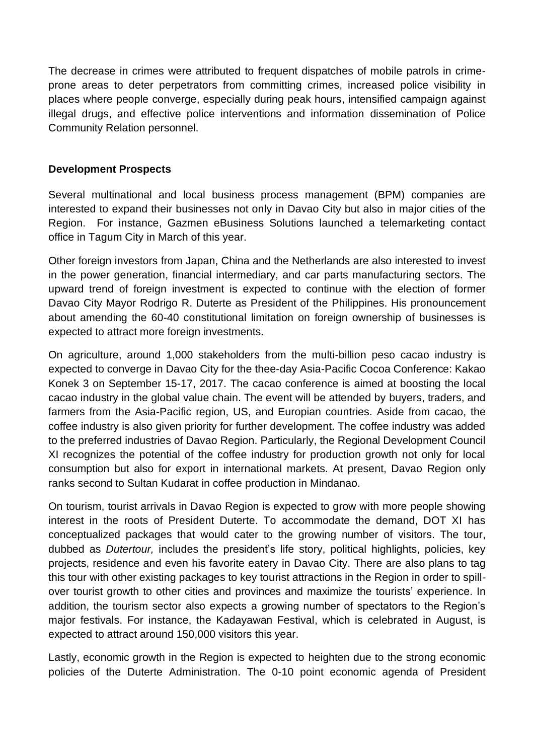The decrease in crimes were attributed to frequent dispatches of mobile patrols in crime-prone areas to deter perpetrators from committing crimes, increased police visibility in places where people converge, especially during peak hours, intensified campaign against illegal drugs, and effective police interventions and information dissemination of Police Community Relation personnel.

**Development Prospects**

Several multinational and local business process management (BPM) companies are interested to expand their businesses not only in Davao City but also in major cities of the Region. For instance, Gazmen eBusiness Solutions launched a telemarketing contact office in Tagum City in March of this year.

Other foreign investors from Japan, China and the Netherlands are also interested to invest in the power generation, financial intermediary, and car parts manufacturing sectors. The upward trend of foreign investment is expected to continue with the election of former Davao City Mayor Rodrigo R. Duterte as President of the Philippines. His pronouncement about amending the 60-40 constitutional limitation on foreign ownership of businesses is expected to attract more foreign investments.

On agriculture, around 1,000 stakeholders from the multi-billion peso cacao industry is expected to converge in Davao City for the thee-day Asia-Pacific Cocoa Conference: Kakao Konek 3 on September 15-17, 2017. The cacao conference is aimed at boosting the local cacao industry in the global value chain. The event will be attended by buyers, traders, and farmers from the Asia-Pacific region, US, and Europian countries. Aside from cacao, the coffee industry is also given priority for further development. The coffee industry was added to the preferred industries of Davao Region. Particularly, the Regional Development Council XI recognizes the potential of the coffee industry for production growth not only for local consumption but also for export in international markets. At present, Davao Region only ranks second to Sultan Kudarat in coffee production in Mindanao.

On tourism, tourist arrivals in Davao Region is expected to grow with more people showing interest in the roots of President Duterte. To accommodate the demand, DOT XI has conceptualized packages that would cater to the growing number of visitors. The tour, dubbed as *Dutertour,* includes the president's life story, political highlights, policies, key projects, residence and even his favorite eatery in Davao City. There are also plans to tag this tour with other existing packages to key tourist attractions in the Region in order to spill-over tourist growth to other cities and provinces and maximize the tourists' experience. In addition, the tourism sector also expects a growing number of spectators to the Region's major festivals. For instance, the Kadayawan Festival, which is celebrated in August, is expected to attract around 150,000 visitors this year.

Lastly, economic growth in the Region is expected to heighten due to the strong economic policies of the Duterte Administration. The 0-10 point economic agenda of President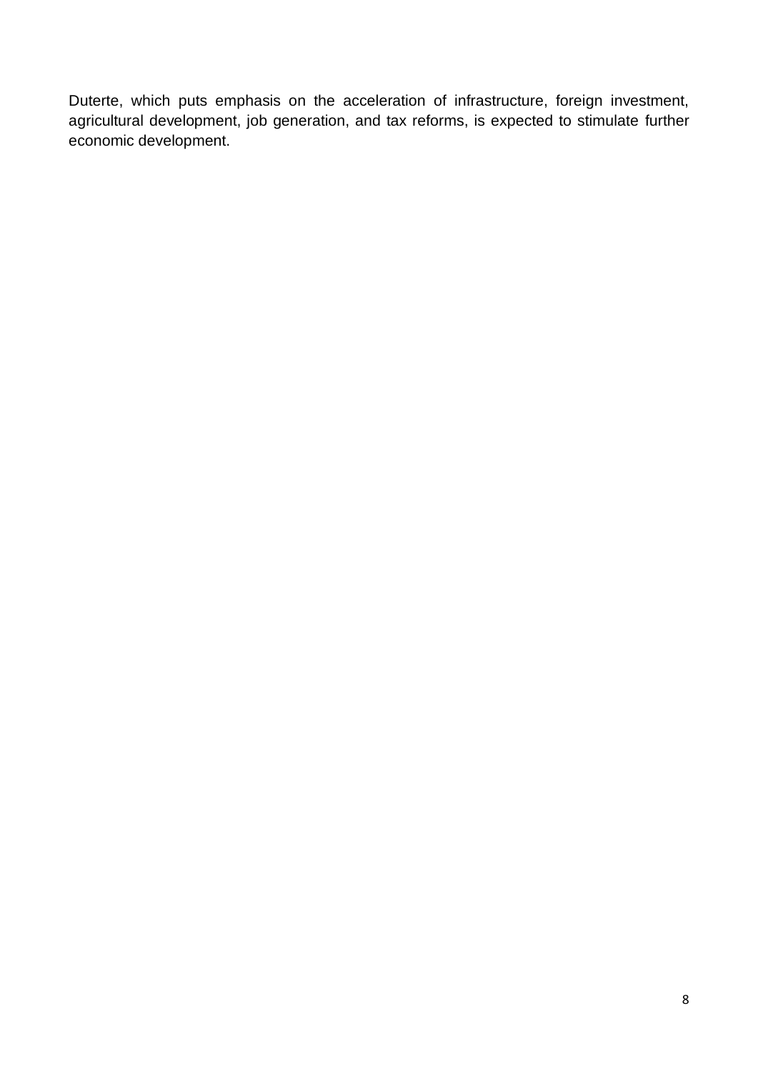Duterte, which puts emphasis on the acceleration of infrastructure, foreign investment, agricultural development, job generation, and tax reforms, is expected to stimulate further economic development.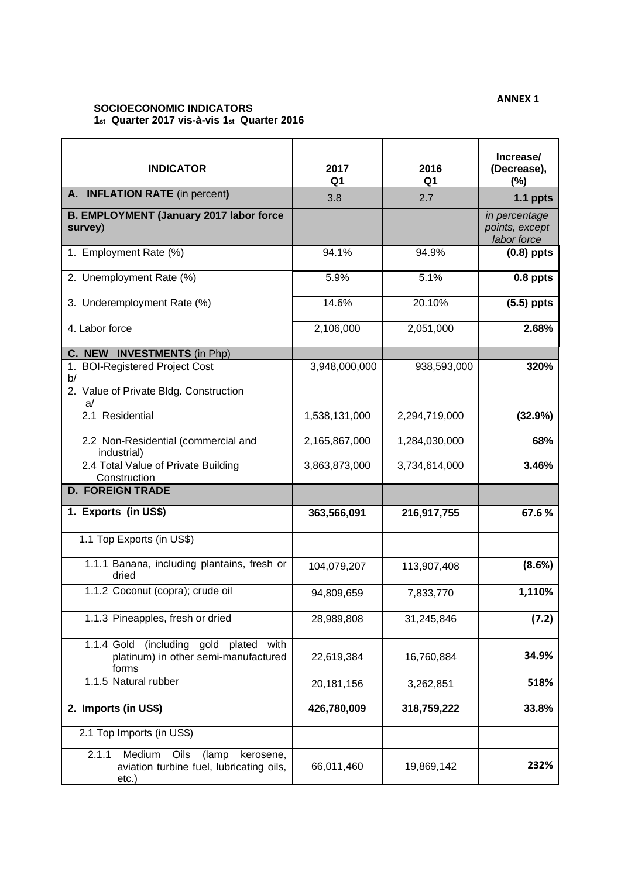**ANNEX 1**

**SOCIOECONOMIC INDICATORS**
**1st Quarter 2017 vis-à-vis 1st Quarter 2016**

| INDICATOR | 2017 Q1 | 2016 Q1 | Increase/ (Decrease), (%) |
|---|---|---|---|
| **A. INFLATION RATE** (in percent**)** | 3.8 | 2.7 | **1.1 ppts** |
| **B. EMPLOYMENT (January 2017 labor force survey**) | | | *in percentage points, except labor force* |
| 1. Employment Rate (%) | 94.1% | 94.9% | **(0.8) ppts** |
| 2. Unemployment Rate (%) | 5.9% | 5.1% | **0.8 ppts** |
| 3. Underemployment Rate (%) | 14.6% | 20.10% | **(5.5) ppts** |
| 4. Labor force | 2,106,000 | 2,051,000 | **2.68%** |
| **C. NEW INVESTMENTS** (in Php) | | | |
| 1. BOI-Registered Project Cost b/ | 3,948,000,000 | 938,593,000 | **320%** |
| 2. Value of Private Bldg. Construction a/ | | | |
| 2.1 Residential | 1,538,131,000 | 2,294,719,000 | **(32.9%)** |
| 2.2 Non-Residential (commercial and industrial) | 2,165,867,000 | 1,284,030,000 | **68%** |
| 2.4 Total Value of Private Building Construction | 3,863,873,000 | 3,734,614,000 | **3.46%** |
| **D. FOREIGN TRADE** | | | |
| **1. Exports (in US$)** | **363,566,091** | **216,917,755** | **67.6 %** |
| 1.1 Top Exports (in US$) | | | |
| 1.1.1 Banana, including plantains, fresh or dried | 104,079,207 | 113,907,408 | **(8.6%)** |
| 1.1.2 Coconut (copra); crude oil | 94,809,659 | 7,833,770 | **1,110%** |
| 1.1.3 Pineapples, fresh or dried | 28,989,808 | 31,245,846 | **(7.2)** |
| 1.1.4 Gold (including gold plated with platinum) in other semi-manufactured forms | 22,619,384 | 16,760,884 | **34.9%** |
| 1.1.5 Natural rubber | 20,181,156 | 3,262,851 | **518%** |
| **2. Imports (in US$)** | **426,780,009** | **318,759,222** | **33.8%** |
| 2.1 Top Imports (in US$) | | | |
| 2.1.1 Medium Oils (lamp kerosene, aviation turbine fuel, lubricating oils, etc.) | 66,011,460 | 19,869,142 | **232%** |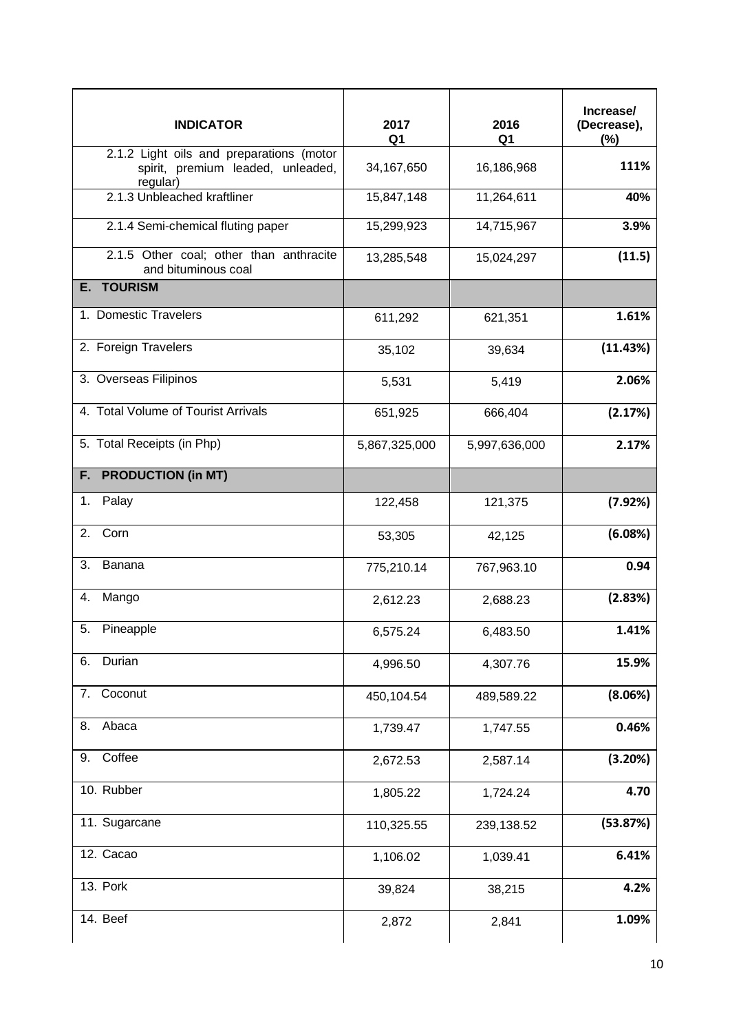| INDICATOR | 2017 Q1 | 2016 Q1 | Increase/ (Decrease), (%) |
|---|---|---|---|
| 2.1.2 Light oils and preparations (motor spirit, premium leaded, unleaded, regular) | 34,167,650 | 16,186,968 | **111%** |
| 2.1.3 Unbleached kraftliner | 15,847,148 | 11,264,611 | **40%** |
| 2.1.4 Semi-chemical fluting paper | 15,299,923 | 14,715,967 | **3.9%** |
| 2.1.5 Other coal; other than anthracite and bituminous coal | 13,285,548 | 15,024,297 | **(11.5)** |
| **E. TOURISM** | | | |
| 1. Domestic Travelers | 611,292 | 621,351 | **1.61%** |
| 2. Foreign Travelers | 35,102 | 39,634 | **(11.43%)** |
| 3. Overseas Filipinos | 5,531 | 5,419 | **2.06%** |
| 4. Total Volume of Tourist Arrivals | 651,925 | 666,404 | **(2.17%)** |
| 5. Total Receipts (in Php) | 5,867,325,000 | 5,997,636,000 | **2.17%** |
| **F. PRODUCTION (in MT)** | | | |
| 1. Palay | 122,458 | 121,375 | **(7.92%)** |
| 2. Corn | 53,305 | 42,125 | **(6.08%)** |
| 3. Banana | 775,210.14 | 767,963.10 | **0.94** |
| 4. Mango | 2,612.23 | 2,688.23 | **(2.83%)** |
| 5. Pineapple | 6,575.24 | 6,483.50 | **1.41%** |
| 6. Durian | 4,996.50 | 4,307.76 | **15.9%** |
| 7. Coconut | 450,104.54 | 489,589.22 | **(8.06%)** |
| 8. Abaca | 1,739.47 | 1,747.55 | **0.46%** |
| 9. Coffee | 2,672.53 | 2,587.14 | **(3.20%)** |
| 10. Rubber | 1,805.22 | 1,724.24 | **4.70** |
| 11. Sugarcane | 110,325.55 | 239,138.52 | **(53.87%)** |
| 12. Cacao | 1,106.02 | 1,039.41 | **6.41%** |
| 13. Pork | 39,824 | 38,215 | **4.2%** |
| 14. Beef | 2,872 | 2,841 | **1.09%** |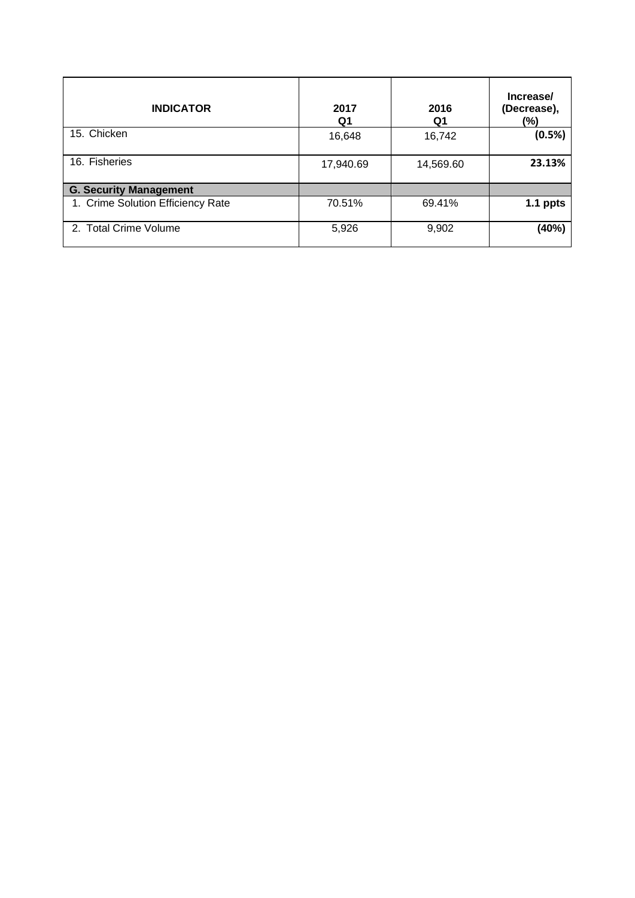| **INDICATOR** | **2017 Q1** | **2016 Q1** | **Increase/ (Decrease), (%)** |
|---|---|---|---|
| 15. Chicken | 16,648 | 16,742 | **(0.5%)** |
| 16. Fisheries | 17,940.69 | 14,569.60 | **23.13%** |
| **G. Security Management** | | | |
| 1. Crime Solution Efficiency Rate | 70.51% | 69.41% | **1.1 ppts** |
| 2. Total Crime Volume | 5,926 | 9,902 | **(40%)** |